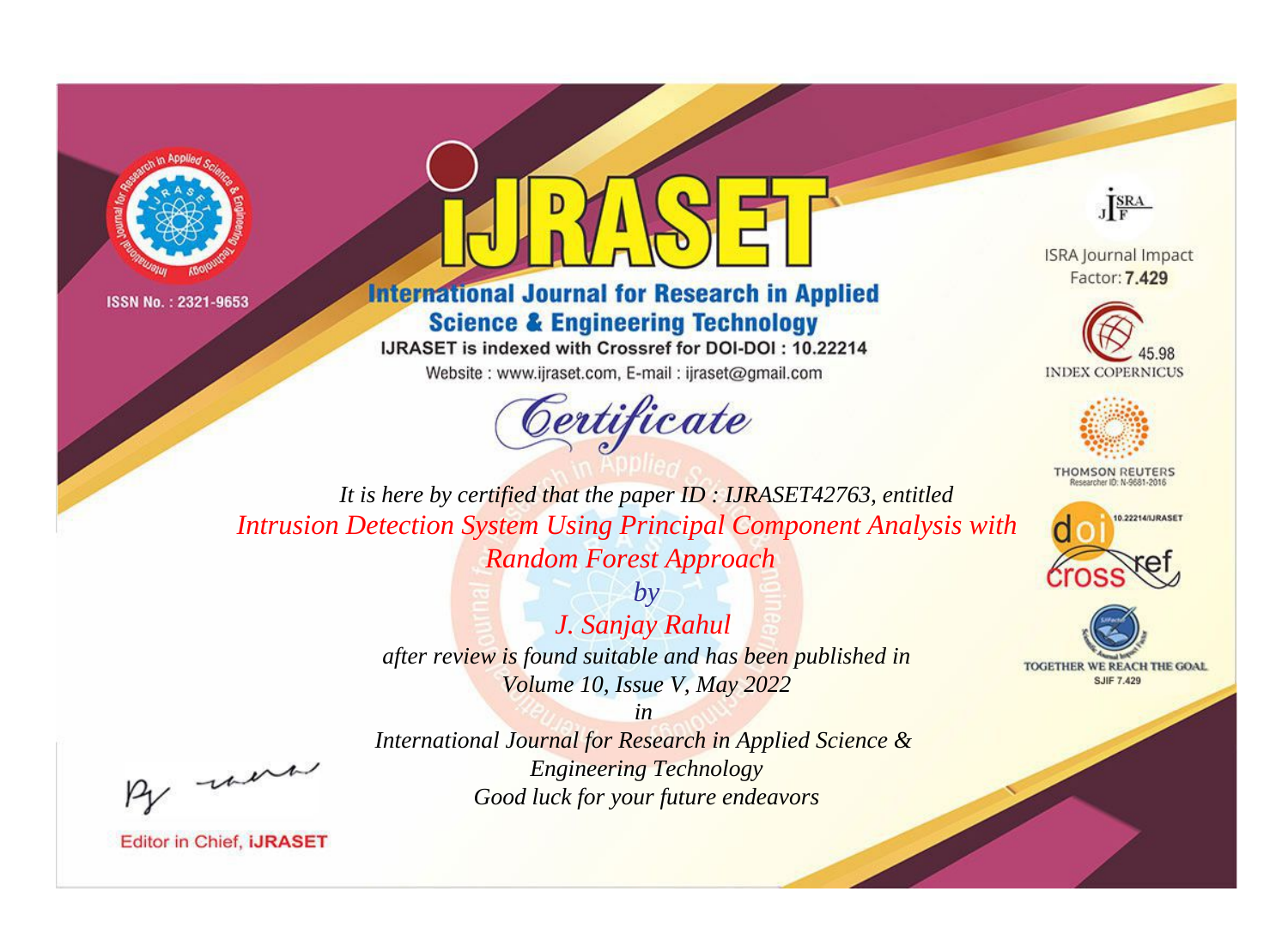ISSN No. : 2321-9653

# IJRASET

## International Journal for Research in Applied Science & Engineering Technology

IJRASET is indexed with Crossref for DOI-DOI : 10.22214

Website : www.ijraset.com, E-mail : ijraset@gmail.com

ISRA Journal Impact Factor: **7.429**

45.98 INDEX COPERNICUS

THOMSON REUTERS Researcher ID: N-9681-2016

10.22214/IJRASET

TOGETHER WE REACH THE GOAL SJIF 7.429

# *Certificate*

*It is here by certified that the paper ID : IJRASET42763, entitled*

*Intrusion Detection System Using Principal Component Analysis with Random Forest Approach*

*by*

*J. Sanjay Rahul*

*after review is found suitable and has been published in*

*Volume 10, Issue V, May 2022*

*in*

*International Journal for Research in Applied Science & Engineering Technology*

*Good luck for your future endeavors*

Editor in Chief, **iJRASET**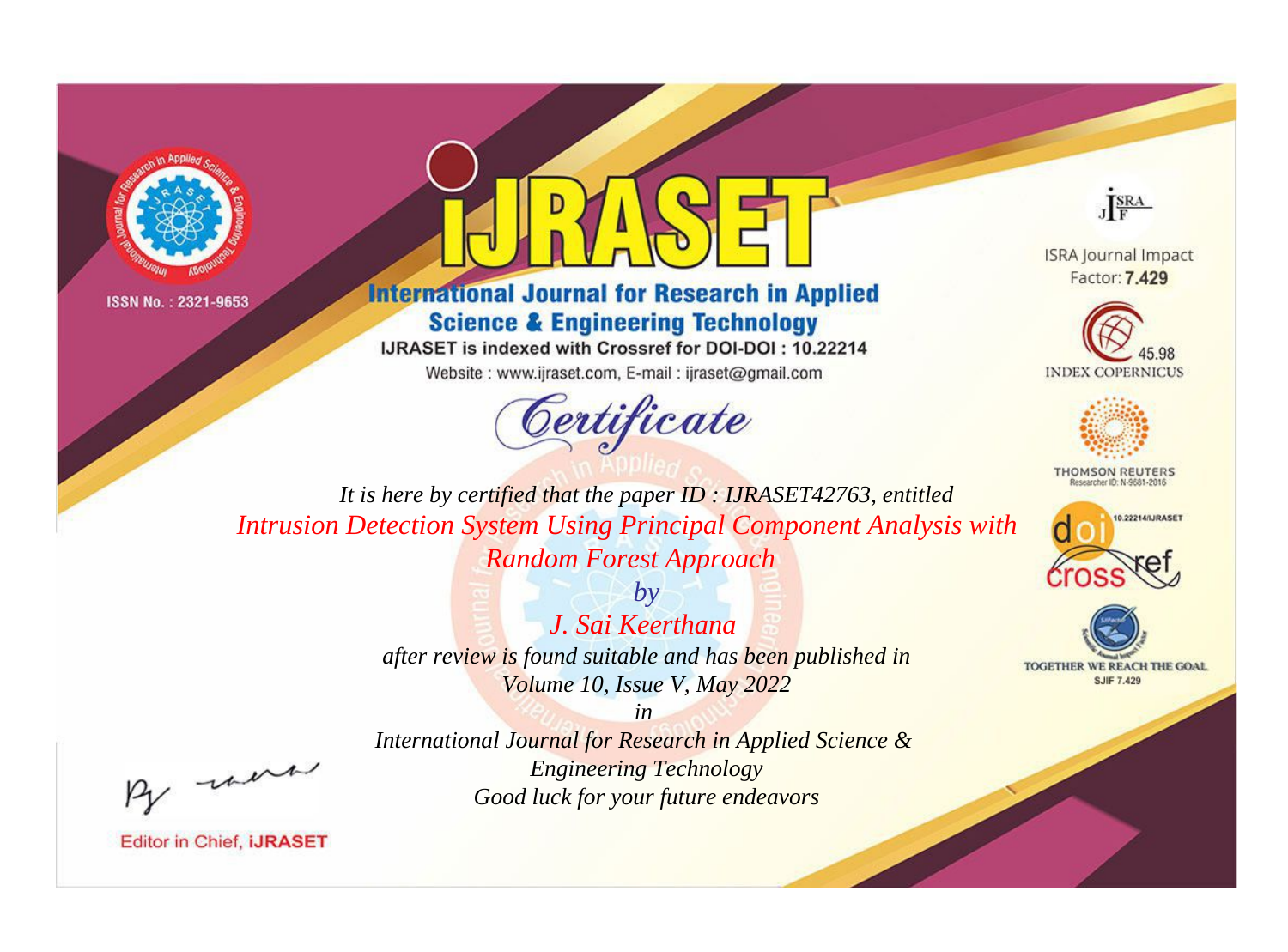ISSN No. : 2321-9653

# IJRASET

## International Journal for Research in Applied Science & Engineering Technology

IJRASET is indexed with Crossref for DOI-DOI : 10.22214

Website : www.ijraset.com, E-mail : ijraset@gmail.com

*Certificate*

*It is here by certified that the paper ID : IJRASET42763, entitled*

*Intrusion Detection System Using Principal Component Analysis with Random Forest Approach*

*by*

*J. Sai Keerthana*

*after review is found suitable and has been published in*

*Volume 10, Issue V, May 2022*

*in*

*International Journal for Research in Applied Science & Engineering Technology*

*Good luck for your future endeavors*

Editor in Chief, IJRASET

ISRA Journal Impact Factor: **7.429**

45.98 INDEX COPERNICUS

THOMSON REUTERS Researcher ID: N-9681-2016

10.22214/IJRASET

TOGETHER WE REACH THE GOAL SJIF 7.429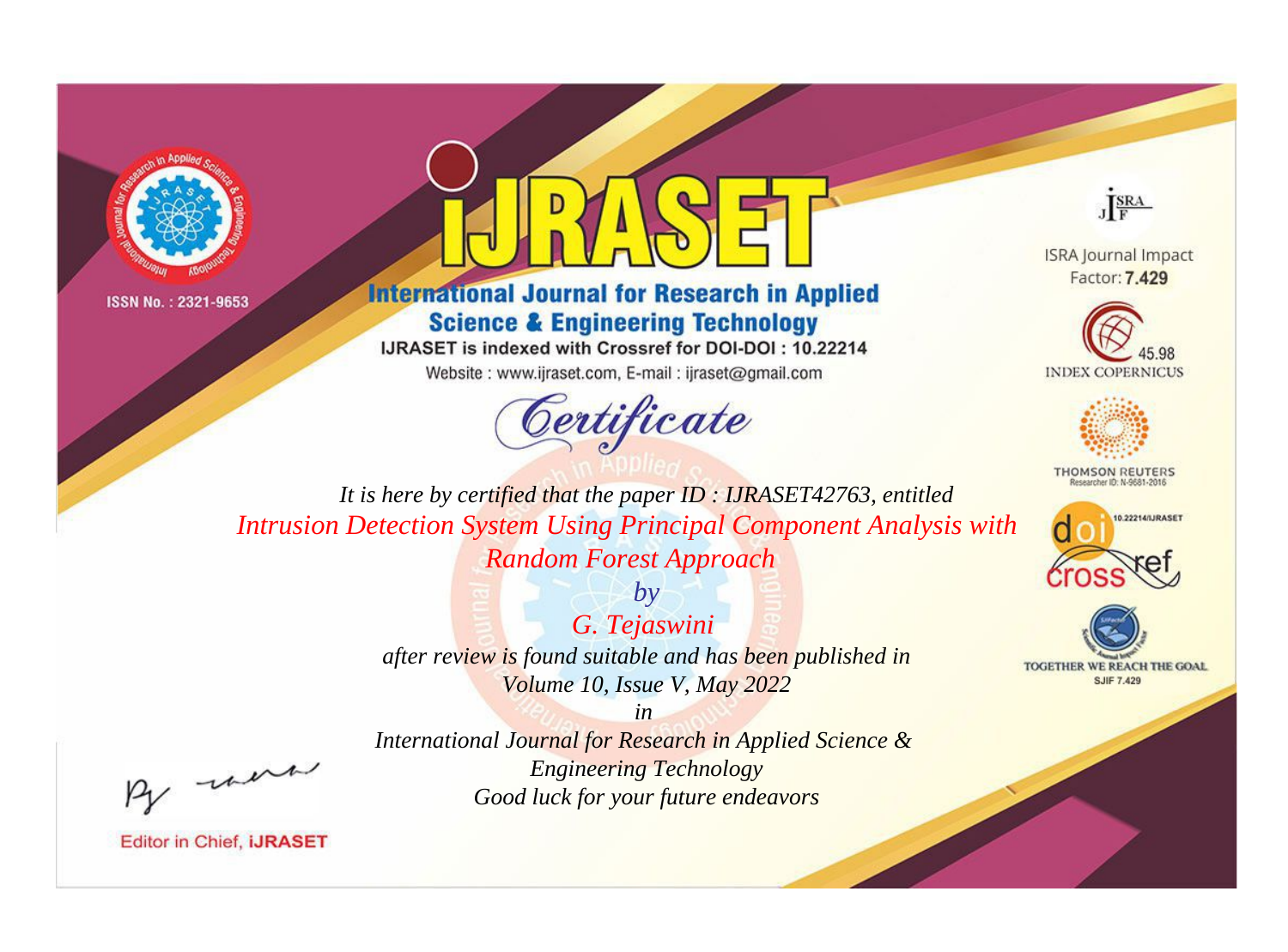ISSN No. : 2321-9653

# International Journal for Research in Applied Science & Engineering Technology

IJRASET is indexed with Crossref for DOI-DOI : 10.22214

Website : www.ijraset.com, E-mail : ijraset@gmail.com

## Certificate

*It is here by certified that the paper ID : IJRASET42763, entitled*

*Intrusion Detection System Using Principal Component Analysis with Random Forest Approach*

*by*

*G. Tejaswini*

*after review is found suitable and has been published in*

*Volume 10, Issue V, May 2022*

*in*

*International Journal for Research in Applied Science & Engineering Technology*

*Good luck for your future endeavors*

ISRA Journal Impact Factor: **7.429**

45.98 INDEX COPERNICUS

THOMSON REUTERS Researcher ID: N-9681-2016

10.22214/IJRASET

TOGETHER WE REACH THE GOAL SJIF 7.429

Editor in Chief, **iJRASET**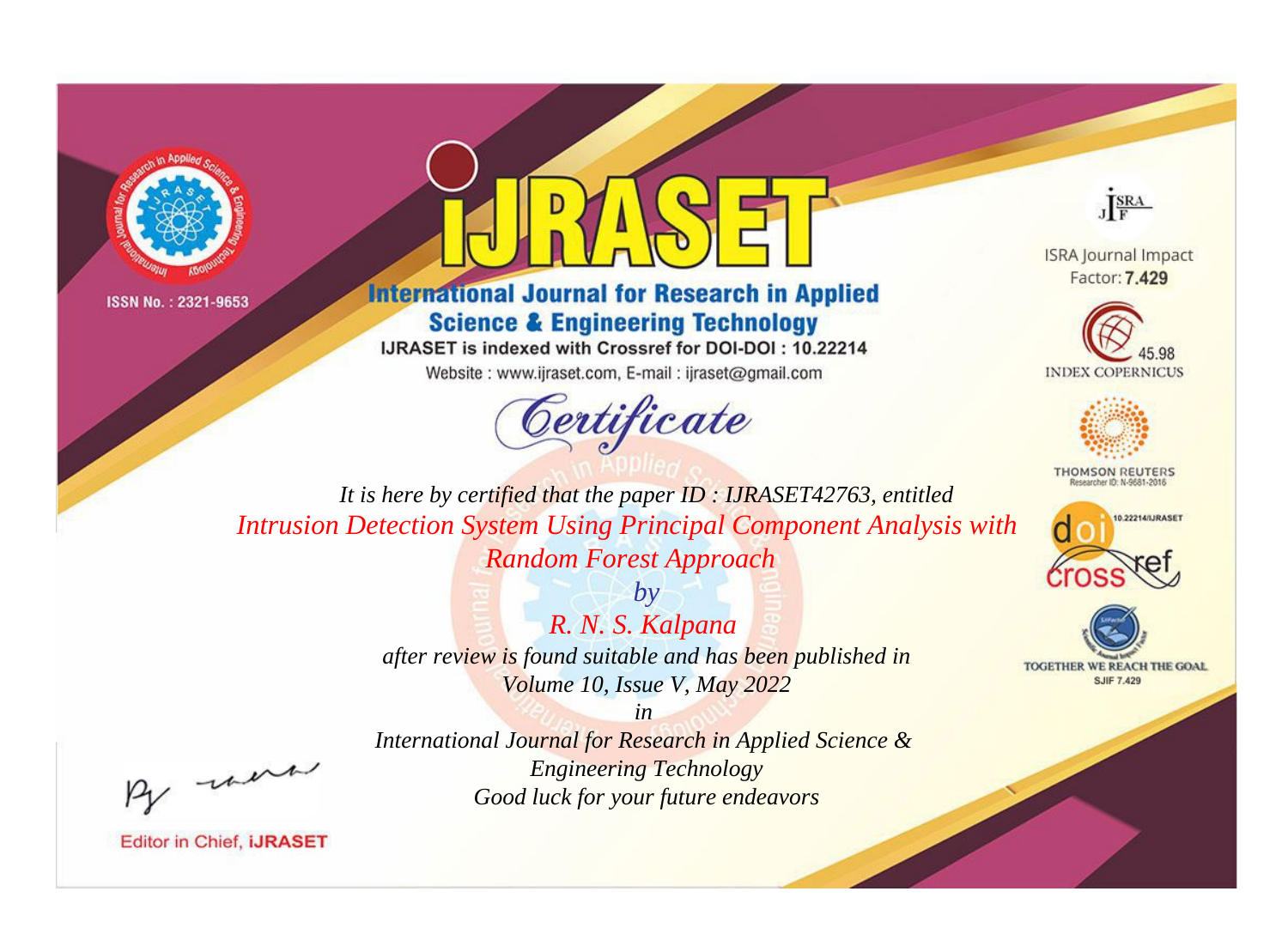ISSN No. : 2321-9653

# iJRASET

## International Journal for Research in Applied Science & Engineering Technology

IJRASET is indexed with Crossref for DOI-DOI : 10.22214

Website : www.ijraset.com, E-mail : ijraset@gmail.com

*Certificate*

*It is here by certified that the paper ID : IJRASET42763, entitled*

*Intrusion Detection System Using Principal Component Analysis with Random Forest Approach*

*by*

*R. N. S. Kalpana*

*after review is found suitable and has been published in*

*Volume 10, Issue V, May 2022*

*in*

*International Journal for Research in Applied Science & Engineering Technology*

*Good luck for your future endeavors*

Editor in Chief, iJRASET

ISRA Journal Impact Factor: **7.429**

45.98 INDEX COPERNICUS

THOMSON REUTERS Researcher ID: N-9681-2016

10.22214/IJRASET

TOGETHER WE REACH THE GOAL SJIF 7.429